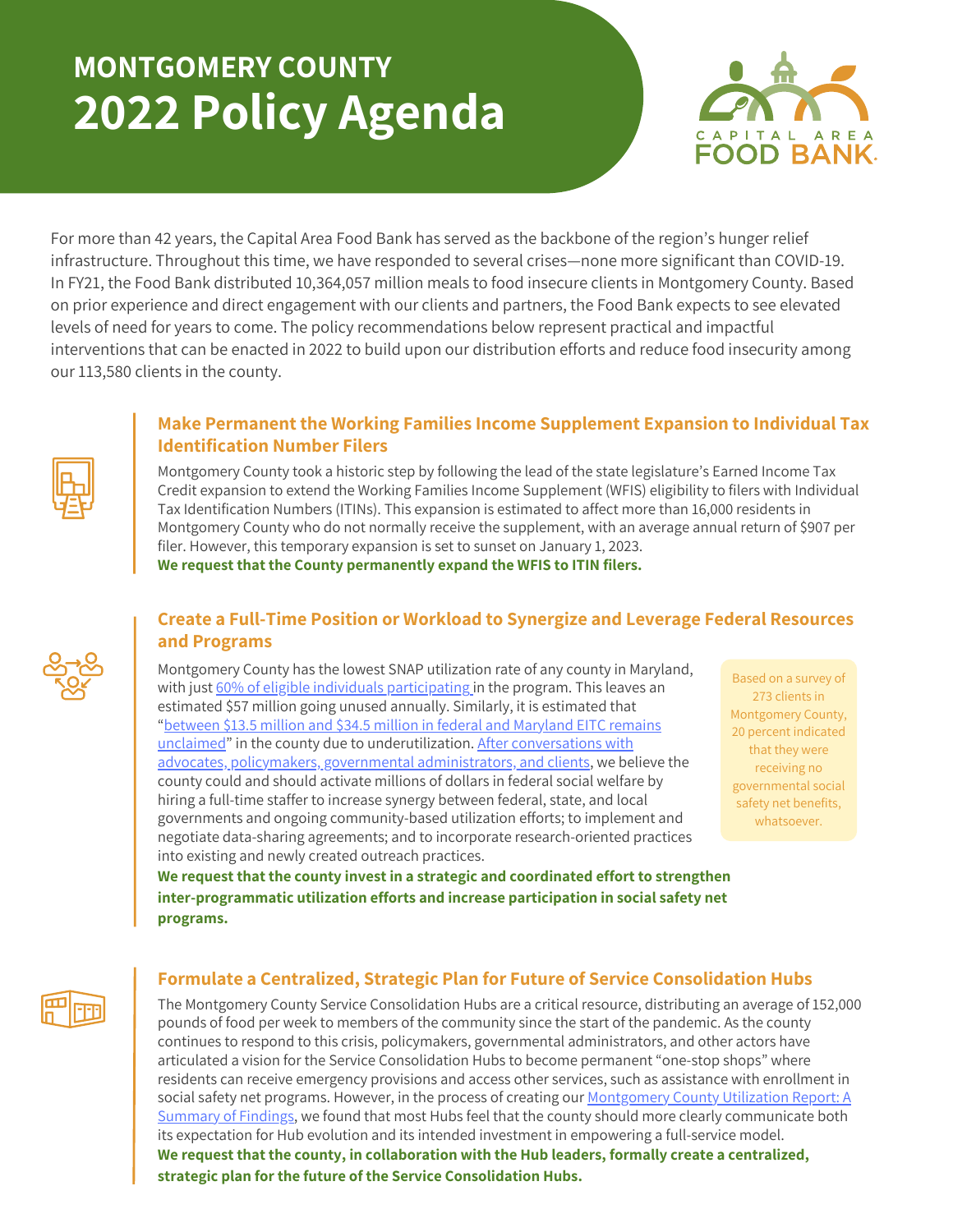# MONTGOMERY COUNTY
# 2022 Policy Agenda

CAPITAL AREA FOOD BANK

For more than 42 years, the Capital Area Food Bank has served as the backbone of the region's hunger relief infrastructure. Throughout this time, we have responded to several crises—none more significant than COVID-19. In FY21, the Food Bank distributed 10,364,057 million meals to food insecure clients in Montgomery County. Based on prior experience and direct engagement with our clients and partners, the Food Bank expects to see elevated levels of need for years to come. The policy recommendations below represent practical and impactful interventions that can be enacted in 2022 to build upon our distribution efforts and reduce food insecurity among our 113,580 clients in the county.

## Make Permanent the Working Families Income Supplement Expansion to Individual Tax Identification Number Filers

Montgomery County took a historic step by following the lead of the state legislature's Earned Income Tax Credit expansion to extend the Working Families Income Supplement (WFIS) eligibility to filers with Individual Tax Identification Numbers (ITINs). This expansion is estimated to affect more than 16,000 residents in Montgomery County who do not normally receive the supplement, with an average annual return of $907 per filer. However, this temporary expansion is set to sunset on January 1, 2023.

**We request that the County permanently expand the WFIS to ITIN filers.**

## Create a Full-Time Position or Workload to Synergize and Leverage Federal Resources and Programs

Montgomery County has the lowest SNAP utilization rate of any county in Maryland, with just 60% of eligible individuals participating in the program. This leaves an estimated $57 million going unused annually. Similarly, it is estimated that "between $13.5 million and $34.5 million in federal and Maryland EITC remains unclaimed" in the county due to underutilization. After conversations with advocates, policymakers, governmental administrators, and clients, we believe the county could and should activate millions of dollars in federal social welfare by hiring a full-time staffer to increase synergy between federal, state, and local governments and ongoing community-based utilization efforts; to implement and negotiate data-sharing agreements; and to incorporate research-oriented practices into existing and newly created outreach practices.

Based on a survey of 273 clients in Montgomery County, 20 percent indicated that they were receiving no governmental social safety net benefits, whatsoever.

**We request that the county invest in a strategic and coordinated effort to strengthen inter-programmatic utilization efforts and increase participation in social safety net programs.**

## Formulate a Centralized, Strategic Plan for Future of Service Consolidation Hubs

The Montgomery County Service Consolidation Hubs are a critical resource, distributing an average of 152,000 pounds of food per week to members of the community since the start of the pandemic. As the county continues to respond to this crisis, policymakers, governmental administrators, and other actors have articulated a vision for the Service Consolidation Hubs to become permanent "one-stop shops" where residents can receive emergency provisions and access other services, such as assistance with enrollment in social safety net programs. However, in the process of creating our Montgomery County Utilization Report: A Summary of Findings, we found that most Hubs feel that the county should more clearly communicate both its expectation for Hub evolution and its intended investment in empowering a full-service model.

**We request that the county, in collaboration with the Hub leaders, formally create a centralized, strategic plan for the future of the Service Consolidation Hubs.**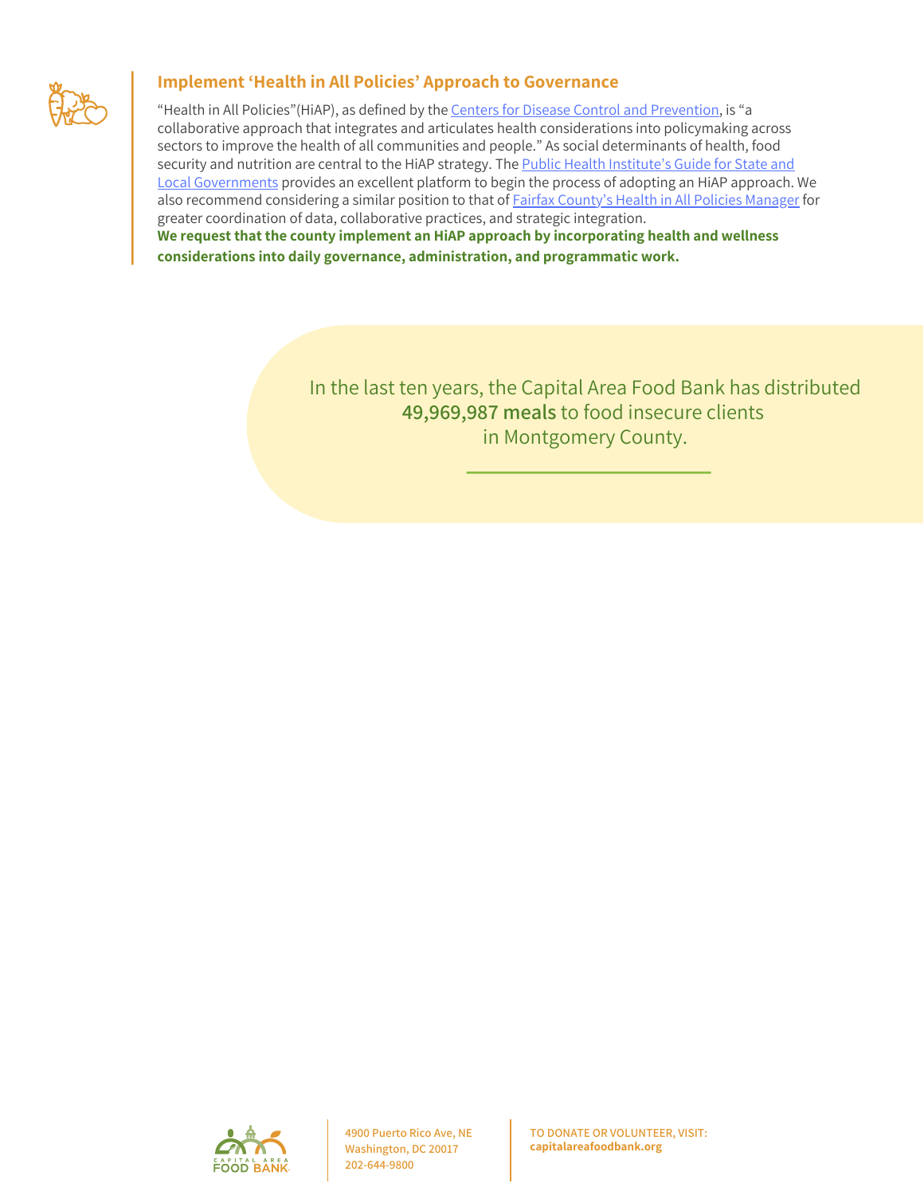### Implement 'Health in All Policies' Approach to Governance

"Health in All Policies"(HiAP), as defined by the Centers for Disease Control and Prevention, is "a collaborative approach that integrates and articulates health considerations into policymaking across sectors to improve the health of all communities and people." As social determinants of health, food security and nutrition are central to the HiAP strategy. The Public Health Institute's Guide for State and Local Governments provides an excellent platform to begin the process of adopting an HiAP approach. We also recommend considering a similar position to that of Fairfax County's Health in All Policies Manager for greater coordination of data, collaborative practices, and strategic integration.

**We request that the county implement an HiAP approach by incorporating health and wellness considerations into daily governance, administration, and programmatic work.**

In the last ten years, the Capital Area Food Bank has distributed **49,969,987 meals** to food insecure clients in Montgomery County.

CAPITAL AREA FOOD BANK

4900 Puerto Rico Ave, NE
Washington, DC 20017
202-644-9800

TO DONATE OR VOLUNTEER, VISIT:
**capitalareafoodbank.org**